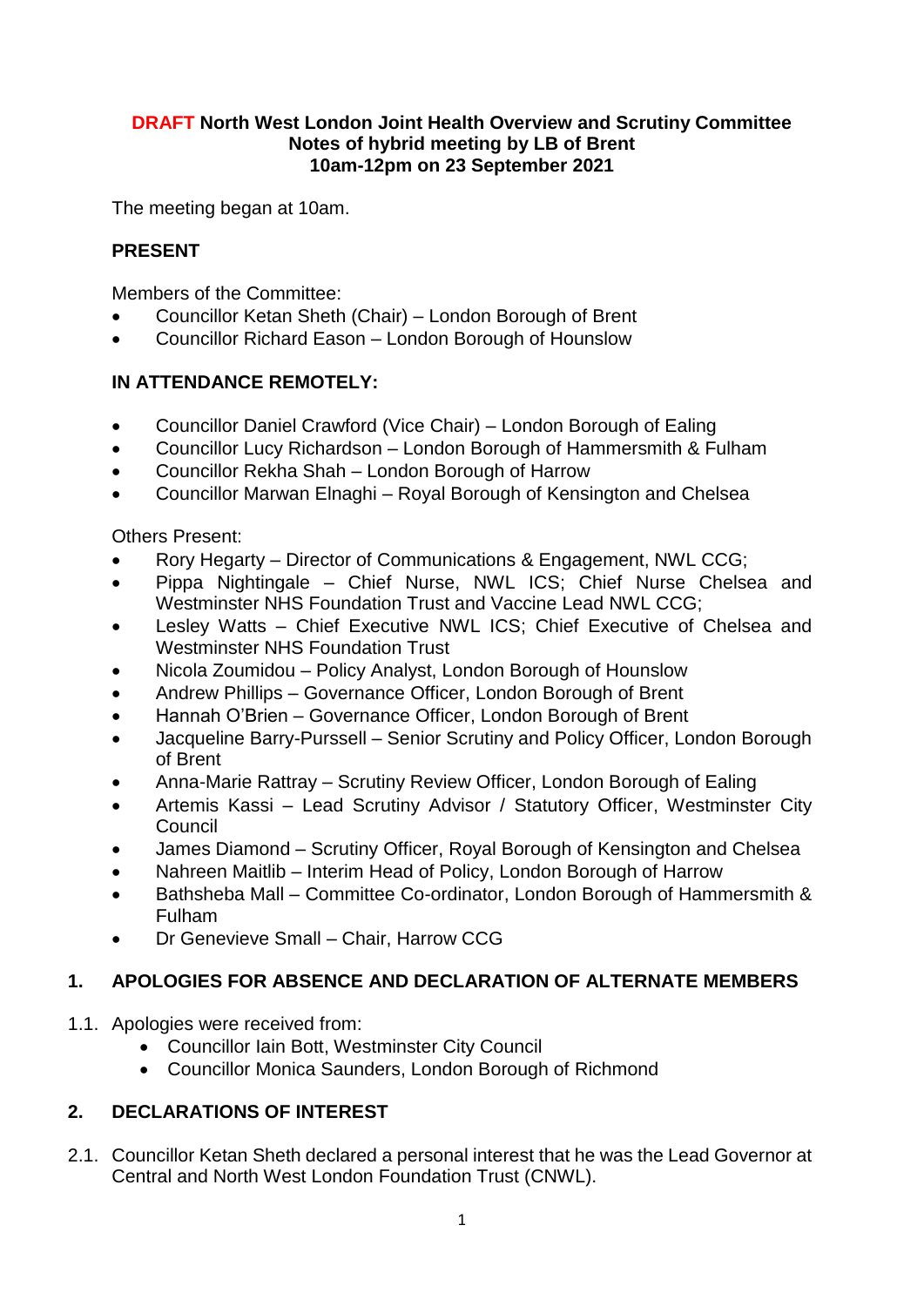**DRAFT North West London Joint Health Overview and Scrutiny Committee**
**Notes of hybrid meeting by LB of Brent**
**10am-12pm on 23 September 2021**

The meeting began at 10am.

**PRESENT**

Members of the Committee:

- Councillor Ketan Sheth (Chair) – London Borough of Brent
- Councillor Richard Eason – London Borough of Hounslow

**IN ATTENDANCE REMOTELY:**

- Councillor Daniel Crawford (Vice Chair) – London Borough of Ealing
- Councillor Lucy Richardson – London Borough of Hammersmith & Fulham
- Councillor Rekha Shah – London Borough of Harrow
- Councillor Marwan Elnaghi – Royal Borough of Kensington and Chelsea

Others Present:

- Rory Hegarty – Director of Communications & Engagement, NWL CCG;
- Pippa Nightingale – Chief Nurse, NWL ICS; Chief Nurse Chelsea and Westminster NHS Foundation Trust and Vaccine Lead NWL CCG;
- Lesley Watts – Chief Executive NWL ICS; Chief Executive of Chelsea and Westminster NHS Foundation Trust
- Nicola Zoumidou – Policy Analyst, London Borough of Hounslow
- Andrew Phillips – Governance Officer, London Borough of Brent
- Hannah O'Brien – Governance Officer, London Borough of Brent
- Jacqueline Barry-Purssell – Senior Scrutiny and Policy Officer, London Borough of Brent
- Anna-Marie Rattray – Scrutiny Review Officer, London Borough of Ealing
- Artemis Kassi – Lead Scrutiny Advisor / Statutory Officer, Westminster City Council
- James Diamond – Scrutiny Officer, Royal Borough of Kensington and Chelsea
- Nahreen Maitlib – Interim Head of Policy, London Borough of Harrow
- Bathsheba Mall – Committee Co-ordinator, London Borough of Hammersmith & Fulham
- Dr Genevieve Small – Chair, Harrow CCG

## 1. APOLOGIES FOR ABSENCE AND DECLARATION OF ALTERNATE MEMBERS

1.1. Apologies were received from:

- Councillor Iain Bott, Westminster City Council
- Councillor Monica Saunders, London Borough of Richmond

## 2. DECLARATIONS OF INTEREST

2.1. Councillor Ketan Sheth declared a personal interest that he was the Lead Governor at Central and North West London Foundation Trust (CNWL).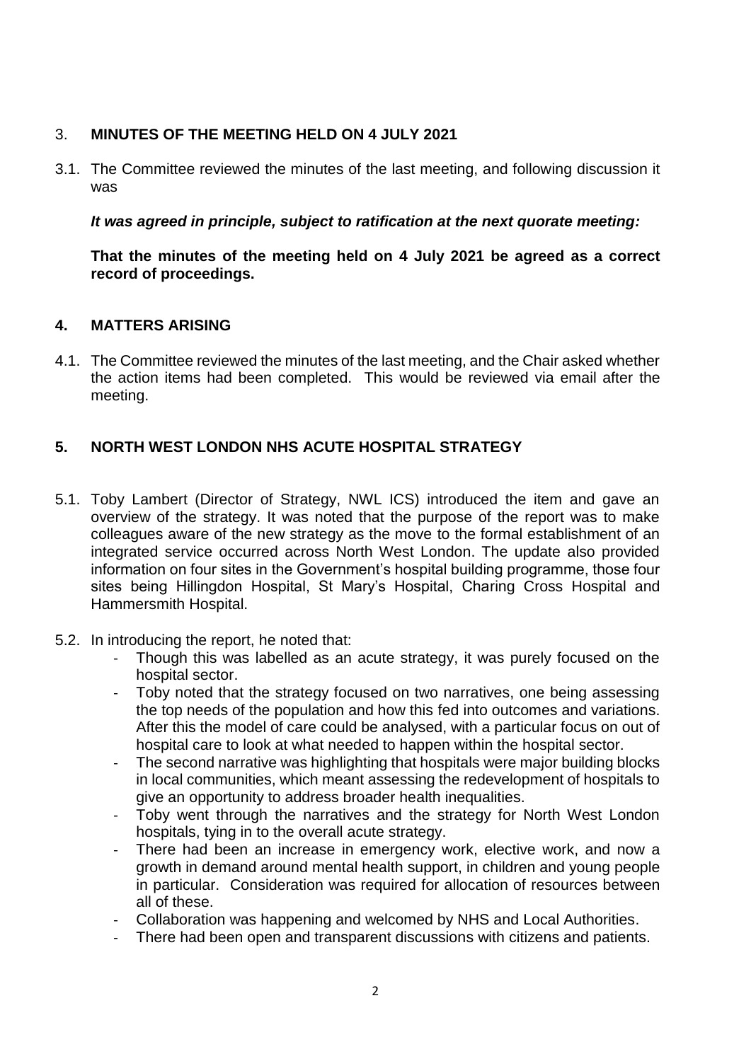## 3. **MINUTES OF THE MEETING HELD ON 4 JULY 2021**

3.1. The Committee reviewed the minutes of the last meeting, and following discussion it was

***It was agreed in principle, subject to ratification at the next quorate meeting:***

**That the minutes of the meeting held on 4 July 2021 be agreed as a correct record of proceedings.**

## 4. MATTERS ARISING

4.1. The Committee reviewed the minutes of the last meeting, and the Chair asked whether the action items had been completed. This would be reviewed via email after the meeting.

## 5. NORTH WEST LONDON NHS ACUTE HOSPITAL STRATEGY

5.1. Toby Lambert (Director of Strategy, NWL ICS) introduced the item and gave an overview of the strategy. It was noted that the purpose of the report was to make colleagues aware of the new strategy as the move to the formal establishment of an integrated service occurred across North West London. The update also provided information on four sites in the Government's hospital building programme, those four sites being Hillingdon Hospital, St Mary's Hospital, Charing Cross Hospital and Hammersmith Hospital.

5.2. In introducing the report, he noted that:

- Though this was labelled as an acute strategy, it was purely focused on the hospital sector.
- Toby noted that the strategy focused on two narratives, one being assessing the top needs of the population and how this fed into outcomes and variations. After this the model of care could be analysed, with a particular focus on out of hospital care to look at what needed to happen within the hospital sector.
- The second narrative was highlighting that hospitals were major building blocks in local communities, which meant assessing the redevelopment of hospitals to give an opportunity to address broader health inequalities.
- Toby went through the narratives and the strategy for North West London hospitals, tying in to the overall acute strategy.
- There had been an increase in emergency work, elective work, and now a growth in demand around mental health support, in children and young people in particular. Consideration was required for allocation of resources between all of these.
- Collaboration was happening and welcomed by NHS and Local Authorities.
- There had been open and transparent discussions with citizens and patients.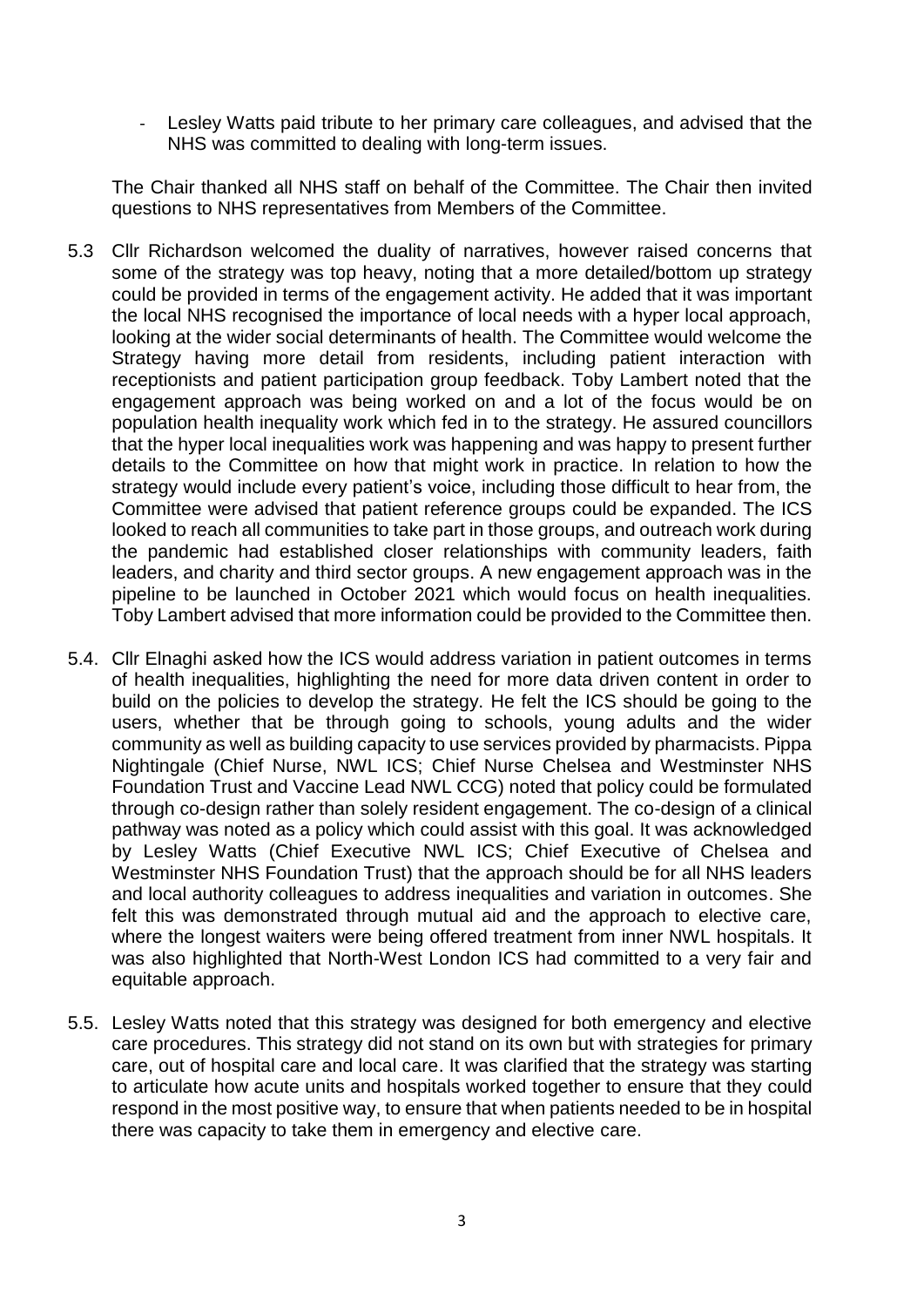- Lesley Watts paid tribute to her primary care colleagues, and advised that the NHS was committed to dealing with long-term issues.

The Chair thanked all NHS staff on behalf of the Committee. The Chair then invited questions to NHS representatives from Members of the Committee.

5.3 Cllr Richardson welcomed the duality of narratives, however raised concerns that some of the strategy was top heavy, noting that a more detailed/bottom up strategy could be provided in terms of the engagement activity. He added that it was important the local NHS recognised the importance of local needs with a hyper local approach, looking at the wider social determinants of health. The Committee would welcome the Strategy having more detail from residents, including patient interaction with receptionists and patient participation group feedback. Toby Lambert noted that the engagement approach was being worked on and a lot of the focus would be on population health inequality work which fed in to the strategy. He assured councillors that the hyper local inequalities work was happening and was happy to present further details to the Committee on how that might work in practice. In relation to how the strategy would include every patient's voice, including those difficult to hear from, the Committee were advised that patient reference groups could be expanded. The ICS looked to reach all communities to take part in those groups, and outreach work during the pandemic had established closer relationships with community leaders, faith leaders, and charity and third sector groups. A new engagement approach was in the pipeline to be launched in October 2021 which would focus on health inequalities. Toby Lambert advised that more information could be provided to the Committee then.

5.4. Cllr Elnaghi asked how the ICS would address variation in patient outcomes in terms of health inequalities, highlighting the need for more data driven content in order to build on the policies to develop the strategy. He felt the ICS should be going to the users, whether that be through going to schools, young adults and the wider community as well as building capacity to use services provided by pharmacists. Pippa Nightingale (Chief Nurse, NWL ICS; Chief Nurse Chelsea and Westminster NHS Foundation Trust and Vaccine Lead NWL CCG) noted that policy could be formulated through co-design rather than solely resident engagement. The co-design of a clinical pathway was noted as a policy which could assist with this goal. It was acknowledged by Lesley Watts (Chief Executive NWL ICS; Chief Executive of Chelsea and Westminster NHS Foundation Trust) that the approach should be for all NHS leaders and local authority colleagues to address inequalities and variation in outcomes. She felt this was demonstrated through mutual aid and the approach to elective care, where the longest waiters were being offered treatment from inner NWL hospitals. It was also highlighted that North-West London ICS had committed to a very fair and equitable approach.

5.5. Lesley Watts noted that this strategy was designed for both emergency and elective care procedures. This strategy did not stand on its own but with strategies for primary care, out of hospital care and local care. It was clarified that the strategy was starting to articulate how acute units and hospitals worked together to ensure that they could respond in the most positive way, to ensure that when patients needed to be in hospital there was capacity to take them in emergency and elective care.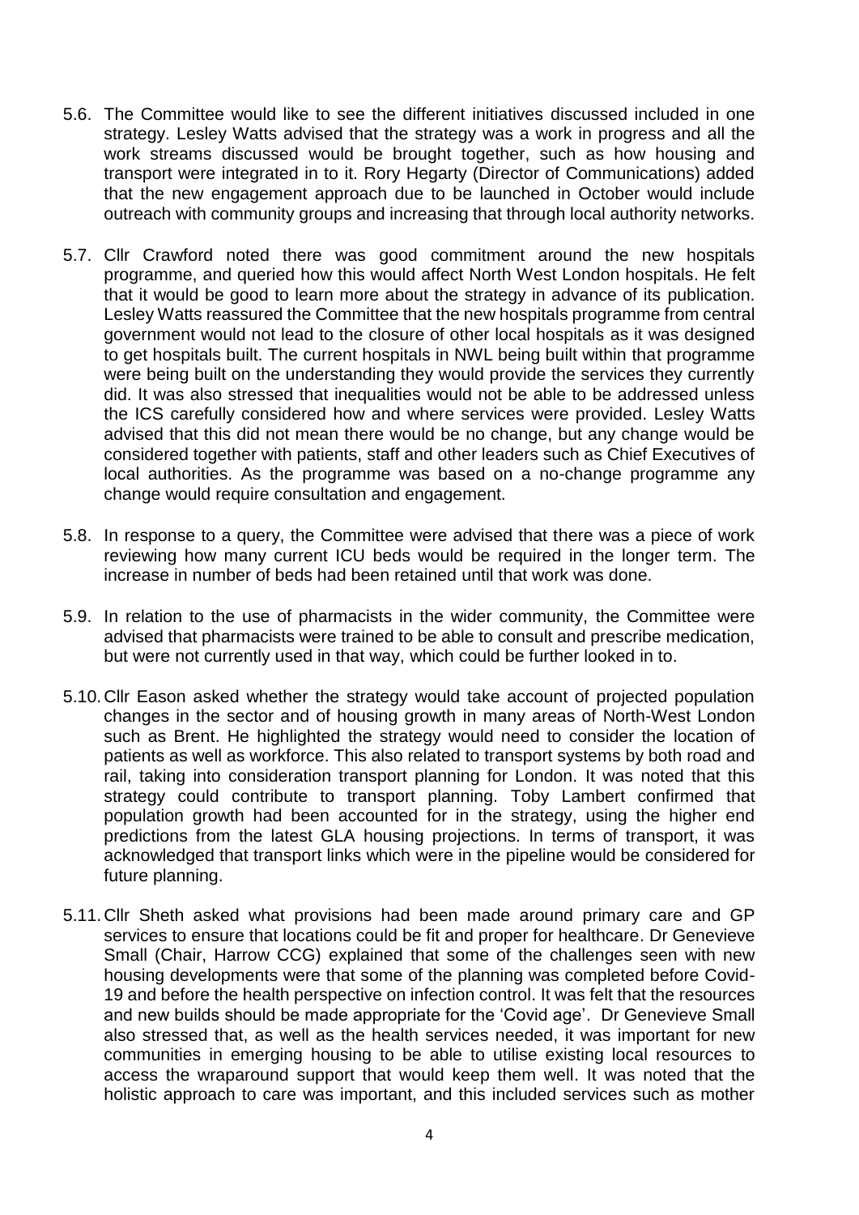5.6. The Committee would like to see the different initiatives discussed included in one strategy. Lesley Watts advised that the strategy was a work in progress and all the work streams discussed would be brought together, such as how housing and transport were integrated in to it. Rory Hegarty (Director of Communications) added that the new engagement approach due to be launched in October would include outreach with community groups and increasing that through local authority networks.

5.7. Cllr Crawford noted there was good commitment around the new hospitals programme, and queried how this would affect North West London hospitals. He felt that it would be good to learn more about the strategy in advance of its publication. Lesley Watts reassured the Committee that the new hospitals programme from central government would not lead to the closure of other local hospitals as it was designed to get hospitals built. The current hospitals in NWL being built within that programme were being built on the understanding they would provide the services they currently did. It was also stressed that inequalities would not be able to be addressed unless the ICS carefully considered how and where services were provided. Lesley Watts advised that this did not mean there would be no change, but any change would be considered together with patients, staff and other leaders such as Chief Executives of local authorities. As the programme was based on a no-change programme any change would require consultation and engagement.

5.8. In response to a query, the Committee were advised that there was a piece of work reviewing how many current ICU beds would be required in the longer term. The increase in number of beds had been retained until that work was done.

5.9. In relation to the use of pharmacists in the wider community, the Committee were advised that pharmacists were trained to be able to consult and prescribe medication, but were not currently used in that way, which could be further looked in to.

5.10. Cllr Eason asked whether the strategy would take account of projected population changes in the sector and of housing growth in many areas of North-West London such as Brent. He highlighted the strategy would need to consider the location of patients as well as workforce. This also related to transport systems by both road and rail, taking into consideration transport planning for London. It was noted that this strategy could contribute to transport planning. Toby Lambert confirmed that population growth had been accounted for in the strategy, using the higher end predictions from the latest GLA housing projections. In terms of transport, it was acknowledged that transport links which were in the pipeline would be considered for future planning.

5.11. Cllr Sheth asked what provisions had been made around primary care and GP services to ensure that locations could be fit and proper for healthcare. Dr Genevieve Small (Chair, Harrow CCG) explained that some of the challenges seen with new housing developments were that some of the planning was completed before Covid-19 and before the health perspective on infection control. It was felt that the resources and new builds should be made appropriate for the 'Covid age'. Dr Genevieve Small also stressed that, as well as the health services needed, it was important for new communities in emerging housing to be able to utilise existing local resources to access the wraparound support that would keep them well. It was noted that the holistic approach to care was important, and this included services such as mother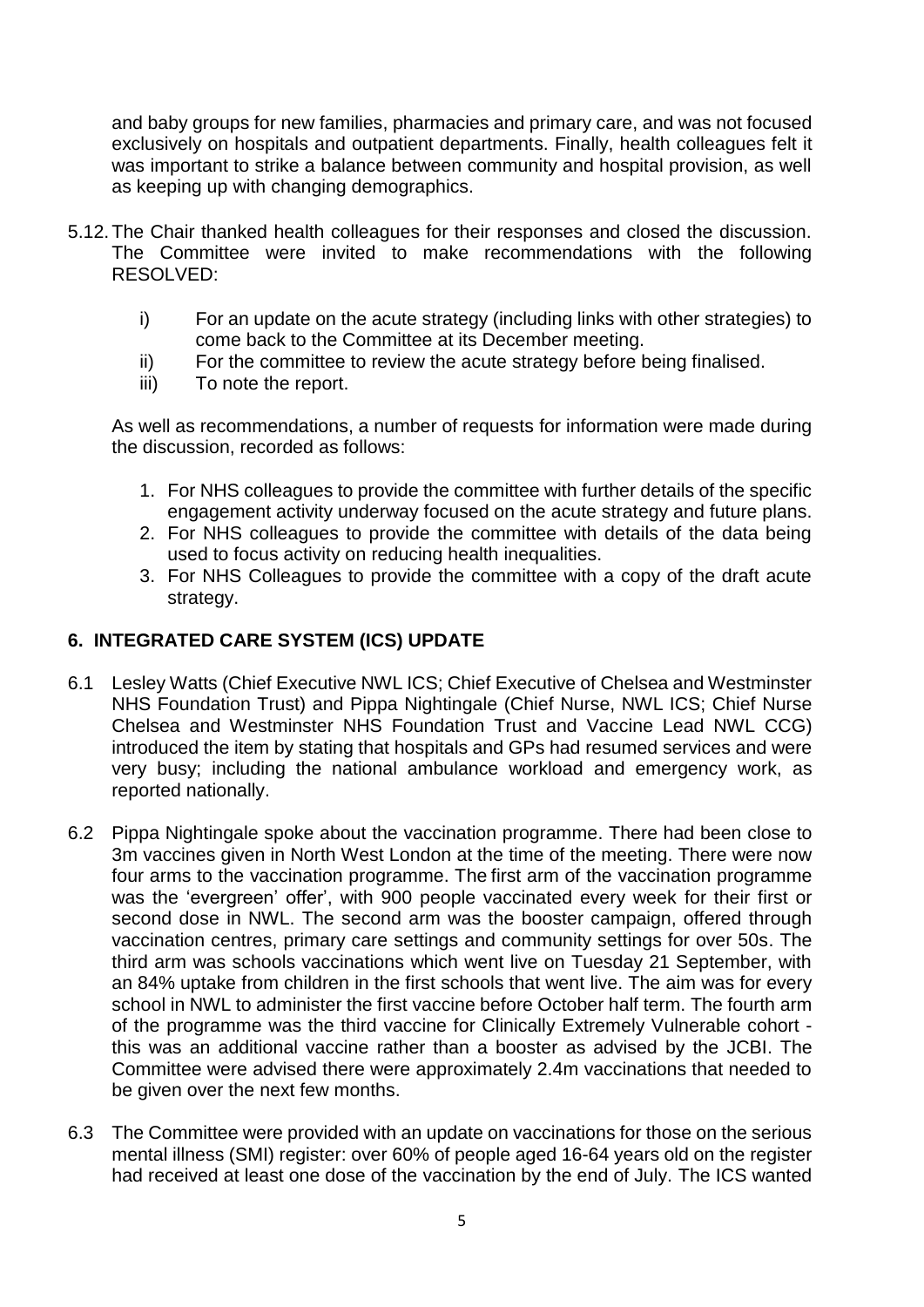and baby groups for new families, pharmacies and primary care, and was not focused exclusively on hospitals and outpatient departments. Finally, health colleagues felt it was important to strike a balance between community and hospital provision, as well as keeping up with changing demographics.

5.12. The Chair thanked health colleagues for their responses and closed the discussion. The Committee were invited to make recommendations with the following RESOLVED:

i) For an update on the acute strategy (including links with other strategies) to come back to the Committee at its December meeting.

ii) For the committee to review the acute strategy before being finalised.

iii) To note the report.

As well as recommendations, a number of requests for information were made during the discussion, recorded as follows:

1. For NHS colleagues to provide the committee with further details of the specific engagement activity underway focused on the acute strategy and future plans.
2. For NHS colleagues to provide the committee with details of the data being used to focus activity on reducing health inequalities.
3. For NHS Colleagues to provide the committee with a copy of the draft acute strategy.

## 6. INTEGRATED CARE SYSTEM (ICS) UPDATE

6.1 Lesley Watts (Chief Executive NWL ICS; Chief Executive of Chelsea and Westminster NHS Foundation Trust) and Pippa Nightingale (Chief Nurse, NWL ICS; Chief Nurse Chelsea and Westminster NHS Foundation Trust and Vaccine Lead NWL CCG) introduced the item by stating that hospitals and GPs had resumed services and were very busy; including the national ambulance workload and emergency work, as reported nationally.

6.2 Pippa Nightingale spoke about the vaccination programme. There had been close to 3m vaccines given in North West London at the time of the meeting. There were now four arms to the vaccination programme. The first arm of the vaccination programme was the 'evergreen' offer', with 900 people vaccinated every week for their first or second dose in NWL. The second arm was the booster campaign, offered through vaccination centres, primary care settings and community settings for over 50s. The third arm was schools vaccinations which went live on Tuesday 21 September, with an 84% uptake from children in the first schools that went live. The aim was for every school in NWL to administer the first vaccine before October half term. The fourth arm of the programme was the third vaccine for Clinically Extremely Vulnerable cohort - this was an additional vaccine rather than a booster as advised by the JCBI. The Committee were advised there were approximately 2.4m vaccinations that needed to be given over the next few months.

6.3 The Committee were provided with an update on vaccinations for those on the serious mental illness (SMI) register: over 60% of people aged 16-64 years old on the register had received at least one dose of the vaccination by the end of July. The ICS wanted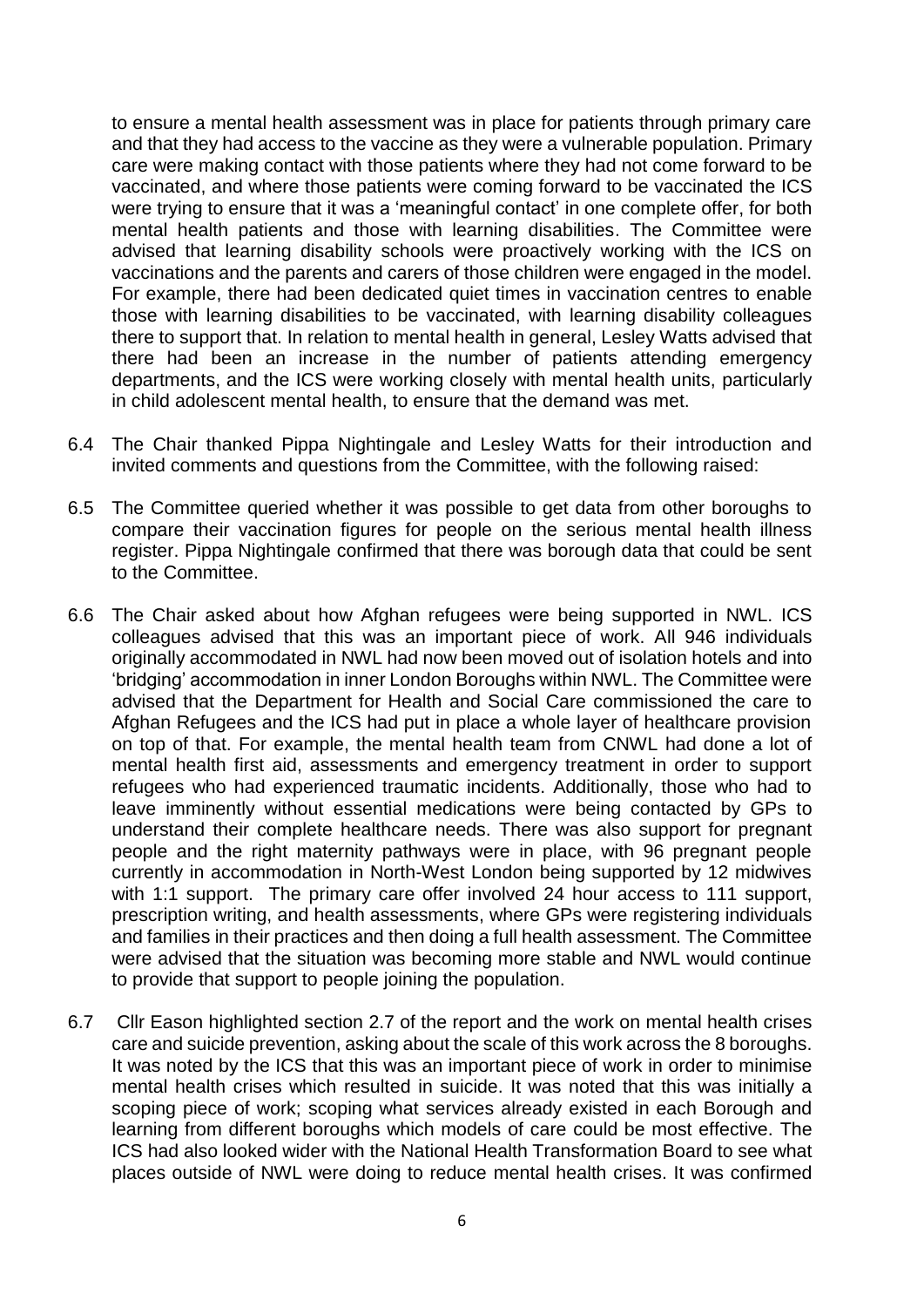to ensure a mental health assessment was in place for patients through primary care and that they had access to the vaccine as they were a vulnerable population. Primary care were making contact with those patients where they had not come forward to be vaccinated, and where those patients were coming forward to be vaccinated the ICS were trying to ensure that it was a 'meaningful contact' in one complete offer, for both mental health patients and those with learning disabilities. The Committee were advised that learning disability schools were proactively working with the ICS on vaccinations and the parents and carers of those children were engaged in the model. For example, there had been dedicated quiet times in vaccination centres to enable those with learning disabilities to be vaccinated, with learning disability colleagues there to support that. In relation to mental health in general, Lesley Watts advised that there had been an increase in the number of patients attending emergency departments, and the ICS were working closely with mental health units, particularly in child adolescent mental health, to ensure that the demand was met.

6.4 The Chair thanked Pippa Nightingale and Lesley Watts for their introduction and invited comments and questions from the Committee, with the following raised:

6.5 The Committee queried whether it was possible to get data from other boroughs to compare their vaccination figures for people on the serious mental health illness register. Pippa Nightingale confirmed that there was borough data that could be sent to the Committee.

6.6 The Chair asked about how Afghan refugees were being supported in NWL. ICS colleagues advised that this was an important piece of work. All 946 individuals originally accommodated in NWL had now been moved out of isolation hotels and into 'bridging' accommodation in inner London Boroughs within NWL. The Committee were advised that the Department for Health and Social Care commissioned the care to Afghan Refugees and the ICS had put in place a whole layer of healthcare provision on top of that. For example, the mental health team from CNWL had done a lot of mental health first aid, assessments and emergency treatment in order to support refugees who had experienced traumatic incidents. Additionally, those who had to leave imminently without essential medications were being contacted by GPs to understand their complete healthcare needs. There was also support for pregnant people and the right maternity pathways were in place, with 96 pregnant people currently in accommodation in North-West London being supported by 12 midwives with 1:1 support. The primary care offer involved 24 hour access to 111 support, prescription writing, and health assessments, where GPs were registering individuals and families in their practices and then doing a full health assessment. The Committee were advised that the situation was becoming more stable and NWL would continue to provide that support to people joining the population.

6.7 Cllr Eason highlighted section 2.7 of the report and the work on mental health crises care and suicide prevention, asking about the scale of this work across the 8 boroughs. It was noted by the ICS that this was an important piece of work in order to minimise mental health crises which resulted in suicide. It was noted that this was initially a scoping piece of work; scoping what services already existed in each Borough and learning from different boroughs which models of care could be most effective. The ICS had also looked wider with the National Health Transformation Board to see what places outside of NWL were doing to reduce mental health crises. It was confirmed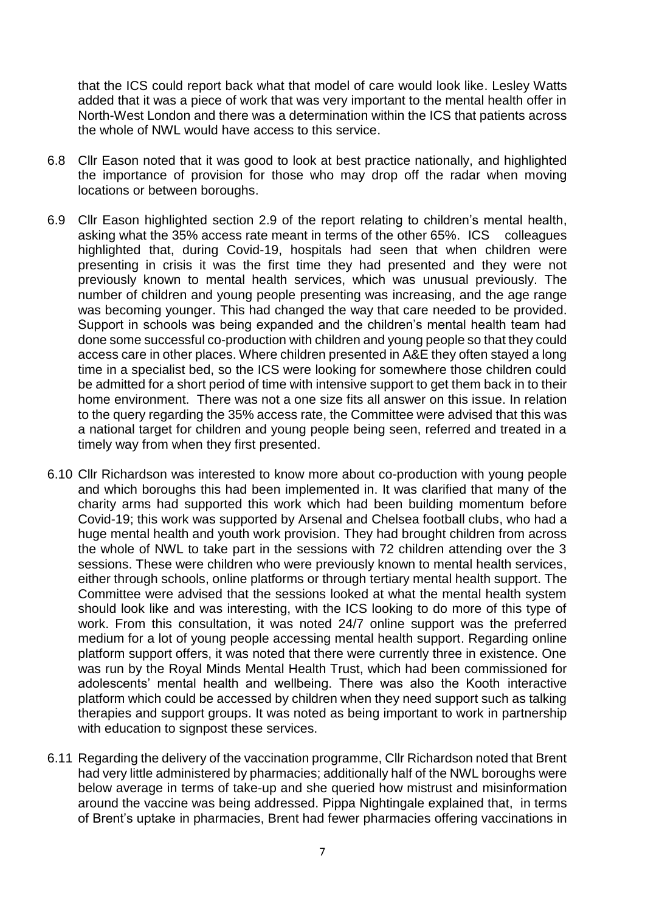that the ICS could report back what that model of care would look like. Lesley Watts added that it was a piece of work that was very important to the mental health offer in North-West London and there was a determination within the ICS that patients across the whole of NWL would have access to this service.

6.8 Cllr Eason noted that it was good to look at best practice nationally, and highlighted the importance of provision for those who may drop off the radar when moving locations or between boroughs.

6.9 Cllr Eason highlighted section 2.9 of the report relating to children's mental health, asking what the 35% access rate meant in terms of the other 65%. ICS colleagues highlighted that, during Covid-19, hospitals had seen that when children were presenting in crisis it was the first time they had presented and they were not previously known to mental health services, which was unusual previously. The number of children and young people presenting was increasing, and the age range was becoming younger. This had changed the way that care needed to be provided. Support in schools was being expanded and the children's mental health team had done some successful co-production with children and young people so that they could access care in other places. Where children presented in A&E they often stayed a long time in a specialist bed, so the ICS were looking for somewhere those children could be admitted for a short period of time with intensive support to get them back in to their home environment. There was not a one size fits all answer on this issue. In relation to the query regarding the 35% access rate, the Committee were advised that this was a national target for children and young people being seen, referred and treated in a timely way from when they first presented.

6.10 Cllr Richardson was interested to know more about co-production with young people and which boroughs this had been implemented in. It was clarified that many of the charity arms had supported this work which had been building momentum before Covid-19; this work was supported by Arsenal and Chelsea football clubs, who had a huge mental health and youth work provision. They had brought children from across the whole of NWL to take part in the sessions with 72 children attending over the 3 sessions. These were children who were previously known to mental health services, either through schools, online platforms or through tertiary mental health support. The Committee were advised that the sessions looked at what the mental health system should look like and was interesting, with the ICS looking to do more of this type of work. From this consultation, it was noted 24/7 online support was the preferred medium for a lot of young people accessing mental health support. Regarding online platform support offers, it was noted that there were currently three in existence. One was run by the Royal Minds Mental Health Trust, which had been commissioned for adolescents' mental health and wellbeing. There was also the Kooth interactive platform which could be accessed by children when they need support such as talking therapies and support groups. It was noted as being important to work in partnership with education to signpost these services.

6.11 Regarding the delivery of the vaccination programme, Cllr Richardson noted that Brent had very little administered by pharmacies; additionally half of the NWL boroughs were below average in terms of take-up and she queried how mistrust and misinformation around the vaccine was being addressed. Pippa Nightingale explained that, in terms of Brent's uptake in pharmacies, Brent had fewer pharmacies offering vaccinations in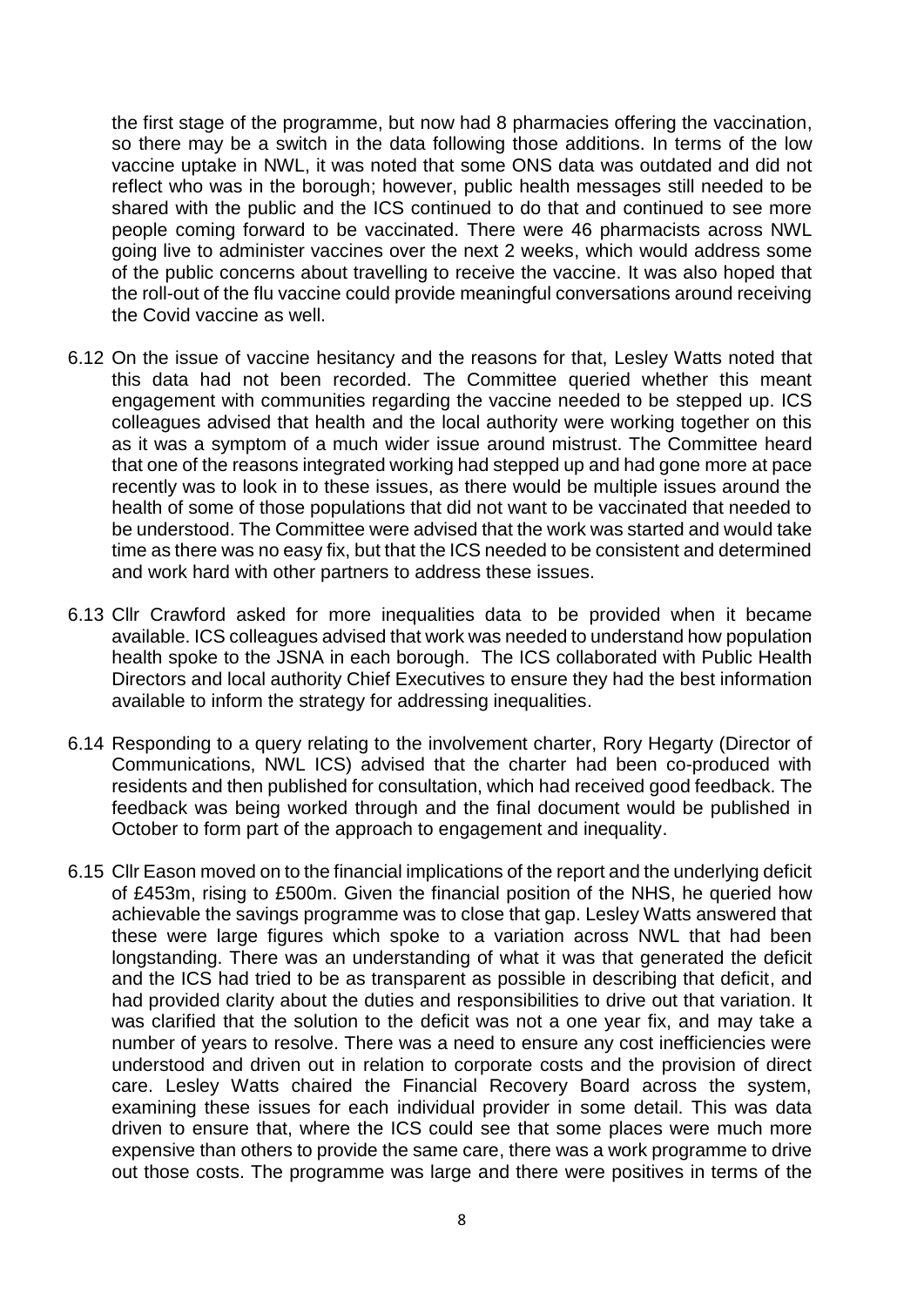the first stage of the programme, but now had 8 pharmacies offering the vaccination, so there may be a switch in the data following those additions. In terms of the low vaccine uptake in NWL, it was noted that some ONS data was outdated and did not reflect who was in the borough; however, public health messages still needed to be shared with the public and the ICS continued to do that and continued to see more people coming forward to be vaccinated. There were 46 pharmacists across NWL going live to administer vaccines over the next 2 weeks, which would address some of the public concerns about travelling to receive the vaccine. It was also hoped that the roll-out of the flu vaccine could provide meaningful conversations around receiving the Covid vaccine as well.

6.12 On the issue of vaccine hesitancy and the reasons for that, Lesley Watts noted that this data had not been recorded. The Committee queried whether this meant engagement with communities regarding the vaccine needed to be stepped up. ICS colleagues advised that health and the local authority were working together on this as it was a symptom of a much wider issue around mistrust. The Committee heard that one of the reasons integrated working had stepped up and had gone more at pace recently was to look in to these issues, as there would be multiple issues around the health of some of those populations that did not want to be vaccinated that needed to be understood. The Committee were advised that the work was started and would take time as there was no easy fix, but that the ICS needed to be consistent and determined and work hard with other partners to address these issues.

6.13 Cllr Crawford asked for more inequalities data to be provided when it became available. ICS colleagues advised that work was needed to understand how population health spoke to the JSNA in each borough. The ICS collaborated with Public Health Directors and local authority Chief Executives to ensure they had the best information available to inform the strategy for addressing inequalities.

6.14 Responding to a query relating to the involvement charter, Rory Hegarty (Director of Communications, NWL ICS) advised that the charter had been co-produced with residents and then published for consultation, which had received good feedback. The feedback was being worked through and the final document would be published in October to form part of the approach to engagement and inequality.

6.15 Cllr Eason moved on to the financial implications of the report and the underlying deficit of £453m, rising to £500m. Given the financial position of the NHS, he queried how achievable the savings programme was to close that gap. Lesley Watts answered that these were large figures which spoke to a variation across NWL that had been longstanding. There was an understanding of what it was that generated the deficit and the ICS had tried to be as transparent as possible in describing that deficit, and had provided clarity about the duties and responsibilities to drive out that variation. It was clarified that the solution to the deficit was not a one year fix, and may take a number of years to resolve. There was a need to ensure any cost inefficiencies were understood and driven out in relation to corporate costs and the provision of direct care. Lesley Watts chaired the Financial Recovery Board across the system, examining these issues for each individual provider in some detail. This was data driven to ensure that, where the ICS could see that some places were much more expensive than others to provide the same care, there was a work programme to drive out those costs. The programme was large and there were positives in terms of the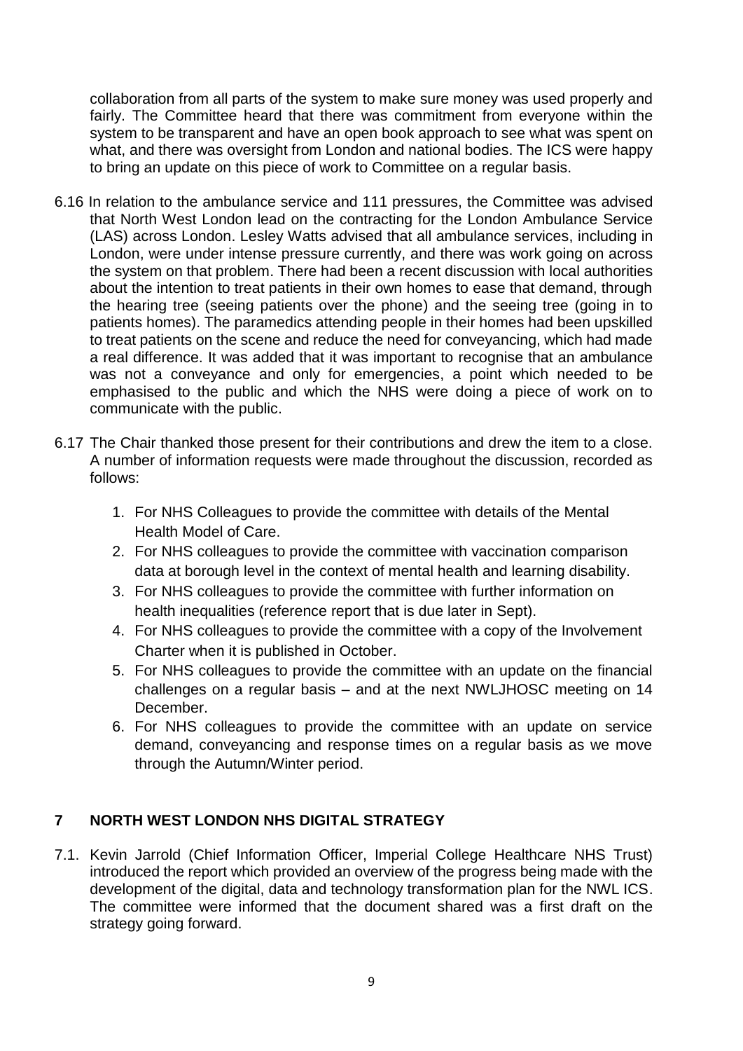collaboration from all parts of the system to make sure money was used properly and fairly. The Committee heard that there was commitment from everyone within the system to be transparent and have an open book approach to see what was spent on what, and there was oversight from London and national bodies. The ICS were happy to bring an update on this piece of work to Committee on a regular basis.

6.16 In relation to the ambulance service and 111 pressures, the Committee was advised that North West London lead on the contracting for the London Ambulance Service (LAS) across London. Lesley Watts advised that all ambulance services, including in London, were under intense pressure currently, and there was work going on across the system on that problem. There had been a recent discussion with local authorities about the intention to treat patients in their own homes to ease that demand, through the hearing tree (seeing patients over the phone) and the seeing tree (going in to patients homes). The paramedics attending people in their homes had been upskilled to treat patients on the scene and reduce the need for conveyancing, which had made a real difference. It was added that it was important to recognise that an ambulance was not a conveyance and only for emergencies, a point which needed to be emphasised to the public and which the NHS were doing a piece of work on to communicate with the public.

6.17 The Chair thanked those present for their contributions and drew the item to a close. A number of information requests were made throughout the discussion, recorded as follows:

1. For NHS Colleagues to provide the committee with details of the Mental Health Model of Care.
2. For NHS colleagues to provide the committee with vaccination comparison data at borough level in the context of mental health and learning disability.
3. For NHS colleagues to provide the committee with further information on health inequalities (reference report that is due later in Sept).
4. For NHS colleagues to provide the committee with a copy of the Involvement Charter when it is published in October.
5. For NHS colleagues to provide the committee with an update on the financial challenges on a regular basis – and at the next NWLJHOSC meeting on 14 December.
6. For NHS colleagues to provide the committee with an update on service demand, conveyancing and response times on a regular basis as we move through the Autumn/Winter period.

## 7 NORTH WEST LONDON NHS DIGITAL STRATEGY

7.1. Kevin Jarrold (Chief Information Officer, Imperial College Healthcare NHS Trust) introduced the report which provided an overview of the progress being made with the development of the digital, data and technology transformation plan for the NWL ICS. The committee were informed that the document shared was a first draft on the strategy going forward.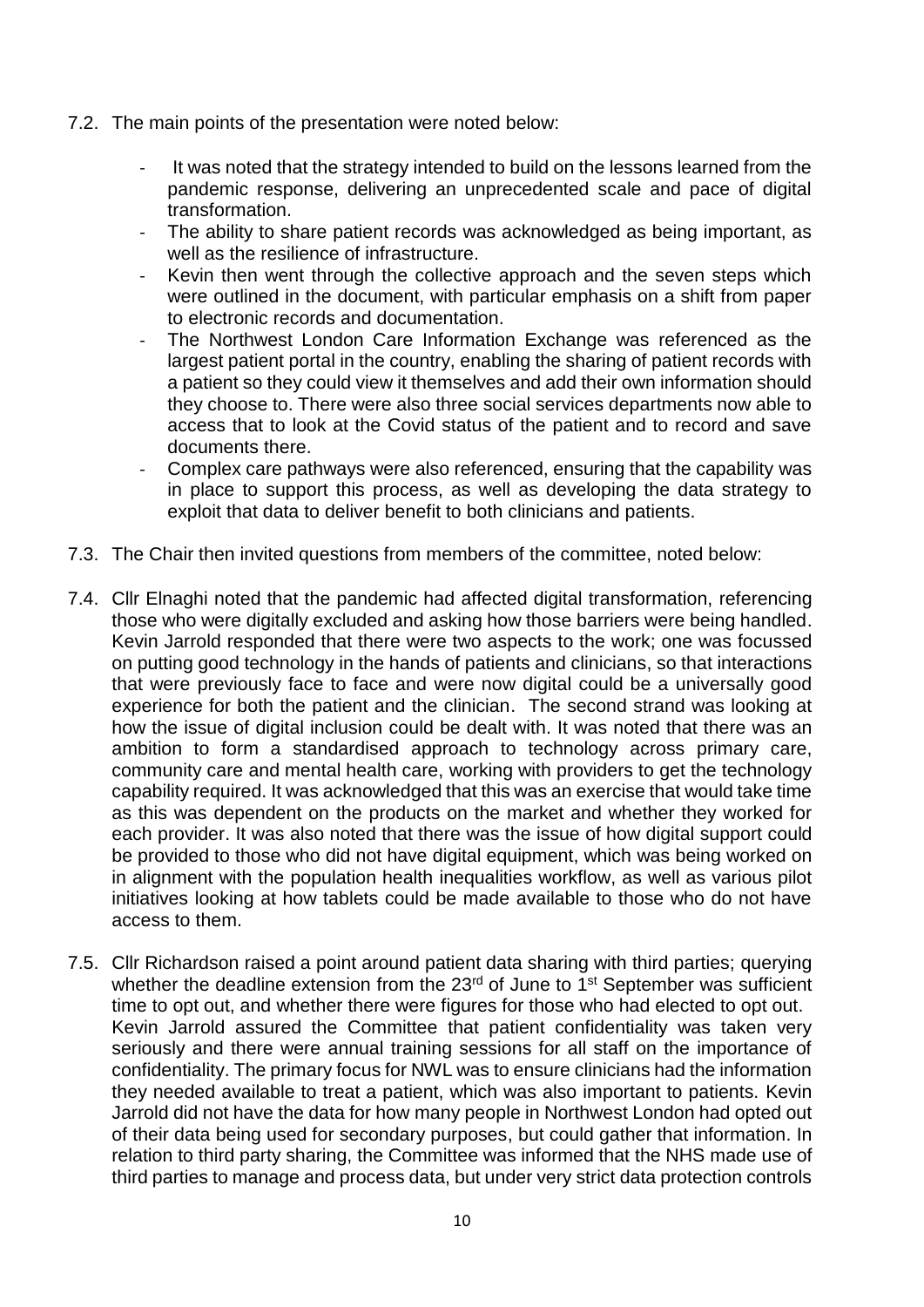7.2. The main points of the presentation were noted below:

- It was noted that the strategy intended to build on the lessons learned from the pandemic response, delivering an unprecedented scale and pace of digital transformation.
- The ability to share patient records was acknowledged as being important, as well as the resilience of infrastructure.
- Kevin then went through the collective approach and the seven steps which were outlined in the document, with particular emphasis on a shift from paper to electronic records and documentation.
- The Northwest London Care Information Exchange was referenced as the largest patient portal in the country, enabling the sharing of patient records with a patient so they could view it themselves and add their own information should they choose to. There were also three social services departments now able to access that to look at the Covid status of the patient and to record and save documents there.
- Complex care pathways were also referenced, ensuring that the capability was in place to support this process, as well as developing the data strategy to exploit that data to deliver benefit to both clinicians and patients.

7.3. The Chair then invited questions from members of the committee, noted below:

7.4. Cllr Elnaghi noted that the pandemic had affected digital transformation, referencing those who were digitally excluded and asking how those barriers were being handled. Kevin Jarrold responded that there were two aspects to the work; one was focussed on putting good technology in the hands of patients and clinicians, so that interactions that were previously face to face and were now digital could be a universally good experience for both the patient and the clinician. The second strand was looking at how the issue of digital inclusion could be dealt with. It was noted that there was an ambition to form a standardised approach to technology across primary care, community care and mental health care, working with providers to get the technology capability required. It was acknowledged that this was an exercise that would take time as this was dependent on the products on the market and whether they worked for each provider. It was also noted that there was the issue of how digital support could be provided to those who did not have digital equipment, which was being worked on in alignment with the population health inequalities workflow, as well as various pilot initiatives looking at how tablets could be made available to those who do not have access to them.

7.5. Cllr Richardson raised a point around patient data sharing with third parties; querying whether the deadline extension from the 23rd of June to 1st September was sufficient time to opt out, and whether there were figures for those who had elected to opt out. Kevin Jarrold assured the Committee that patient confidentiality was taken very seriously and there were annual training sessions for all staff on the importance of confidentiality. The primary focus for NWL was to ensure clinicians had the information they needed available to treat a patient, which was also important to patients. Kevin Jarrold did not have the data for how many people in Northwest London had opted out of their data being used for secondary purposes, but could gather that information. In relation to third party sharing, the Committee was informed that the NHS made use of third parties to manage and process data, but under very strict data protection controls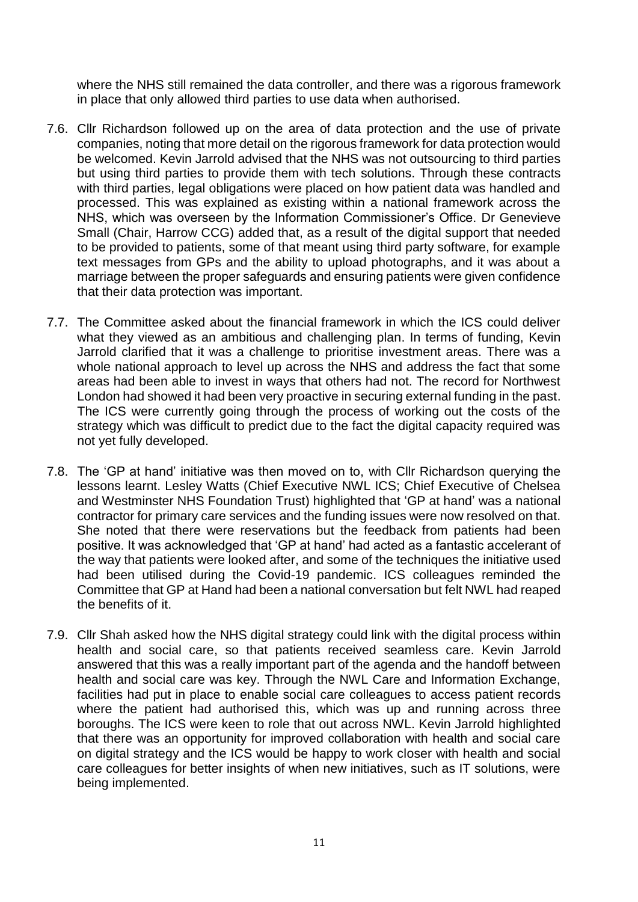where the NHS still remained the data controller, and there was a rigorous framework in place that only allowed third parties to use data when authorised.

7.6. Cllr Richardson followed up on the area of data protection and the use of private companies, noting that more detail on the rigorous framework for data protection would be welcomed. Kevin Jarrold advised that the NHS was not outsourcing to third parties but using third parties to provide them with tech solutions. Through these contracts with third parties, legal obligations were placed on how patient data was handled and processed. This was explained as existing within a national framework across the NHS, which was overseen by the Information Commissioner's Office. Dr Genevieve Small (Chair, Harrow CCG) added that, as a result of the digital support that needed to be provided to patients, some of that meant using third party software, for example text messages from GPs and the ability to upload photographs, and it was about a marriage between the proper safeguards and ensuring patients were given confidence that their data protection was important.

7.7. The Committee asked about the financial framework in which the ICS could deliver what they viewed as an ambitious and challenging plan. In terms of funding, Kevin Jarrold clarified that it was a challenge to prioritise investment areas. There was a whole national approach to level up across the NHS and address the fact that some areas had been able to invest in ways that others had not. The record for Northwest London had showed it had been very proactive in securing external funding in the past. The ICS were currently going through the process of working out the costs of the strategy which was difficult to predict due to the fact the digital capacity required was not yet fully developed.

7.8. The 'GP at hand' initiative was then moved on to, with Cllr Richardson querying the lessons learnt. Lesley Watts (Chief Executive NWL ICS; Chief Executive of Chelsea and Westminster NHS Foundation Trust) highlighted that 'GP at hand' was a national contractor for primary care services and the funding issues were now resolved on that. She noted that there were reservations but the feedback from patients had been positive. It was acknowledged that 'GP at hand' had acted as a fantastic accelerant of the way that patients were looked after, and some of the techniques the initiative used had been utilised during the Covid-19 pandemic. ICS colleagues reminded the Committee that GP at Hand had been a national conversation but felt NWL had reaped the benefits of it.

7.9. Cllr Shah asked how the NHS digital strategy could link with the digital process within health and social care, so that patients received seamless care. Kevin Jarrold answered that this was a really important part of the agenda and the handoff between health and social care was key. Through the NWL Care and Information Exchange, facilities had put in place to enable social care colleagues to access patient records where the patient had authorised this, which was up and running across three boroughs. The ICS were keen to role that out across NWL. Kevin Jarrold highlighted that there was an opportunity for improved collaboration with health and social care on digital strategy and the ICS would be happy to work closer with health and social care colleagues for better insights of when new initiatives, such as IT solutions, were being implemented.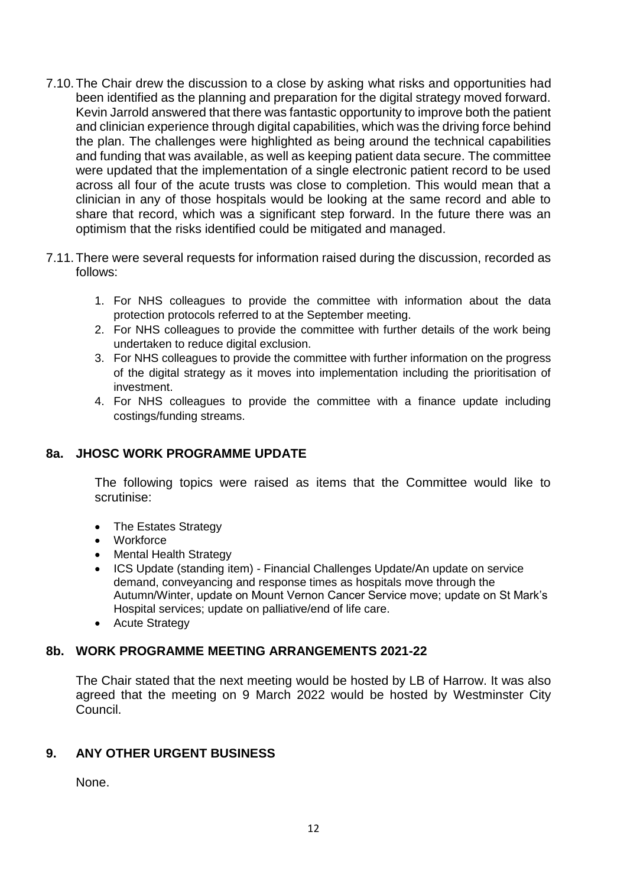7.10. The Chair drew the discussion to a close by asking what risks and opportunities had been identified as the planning and preparation for the digital strategy moved forward. Kevin Jarrold answered that there was fantastic opportunity to improve both the patient and clinician experience through digital capabilities, which was the driving force behind the plan. The challenges were highlighted as being around the technical capabilities and funding that was available, as well as keeping patient data secure. The committee were updated that the implementation of a single electronic patient record to be used across all four of the acute trusts was close to completion. This would mean that a clinician in any of those hospitals would be looking at the same record and able to share that record, which was a significant step forward. In the future there was an optimism that the risks identified could be mitigated and managed.

7.11. There were several requests for information raised during the discussion, recorded as follows:

1. For NHS colleagues to provide the committee with information about the data protection protocols referred to at the September meeting.
2. For NHS colleagues to provide the committee with further details of the work being undertaken to reduce digital exclusion.
3. For NHS colleagues to provide the committee with further information on the progress of the digital strategy as it moves into implementation including the prioritisation of investment.
4. For NHS colleagues to provide the committee with a finance update including costings/funding streams.

## 8a. JHOSC WORK PROGRAMME UPDATE

The following topics were raised as items that the Committee would like to scrutinise:

- The Estates Strategy
- Workforce
- Mental Health Strategy
- ICS Update (standing item) - Financial Challenges Update/An update on service demand, conveyancing and response times as hospitals move through the Autumn/Winter, update on Mount Vernon Cancer Service move; update on St Mark's Hospital services; update on palliative/end of life care.
- Acute Strategy

## 8b. WORK PROGRAMME MEETING ARRANGEMENTS 2021-22

The Chair stated that the next meeting would be hosted by LB of Harrow. It was also agreed that the meeting on 9 March 2022 would be hosted by Westminster City Council.

## 9. ANY OTHER URGENT BUSINESS

None.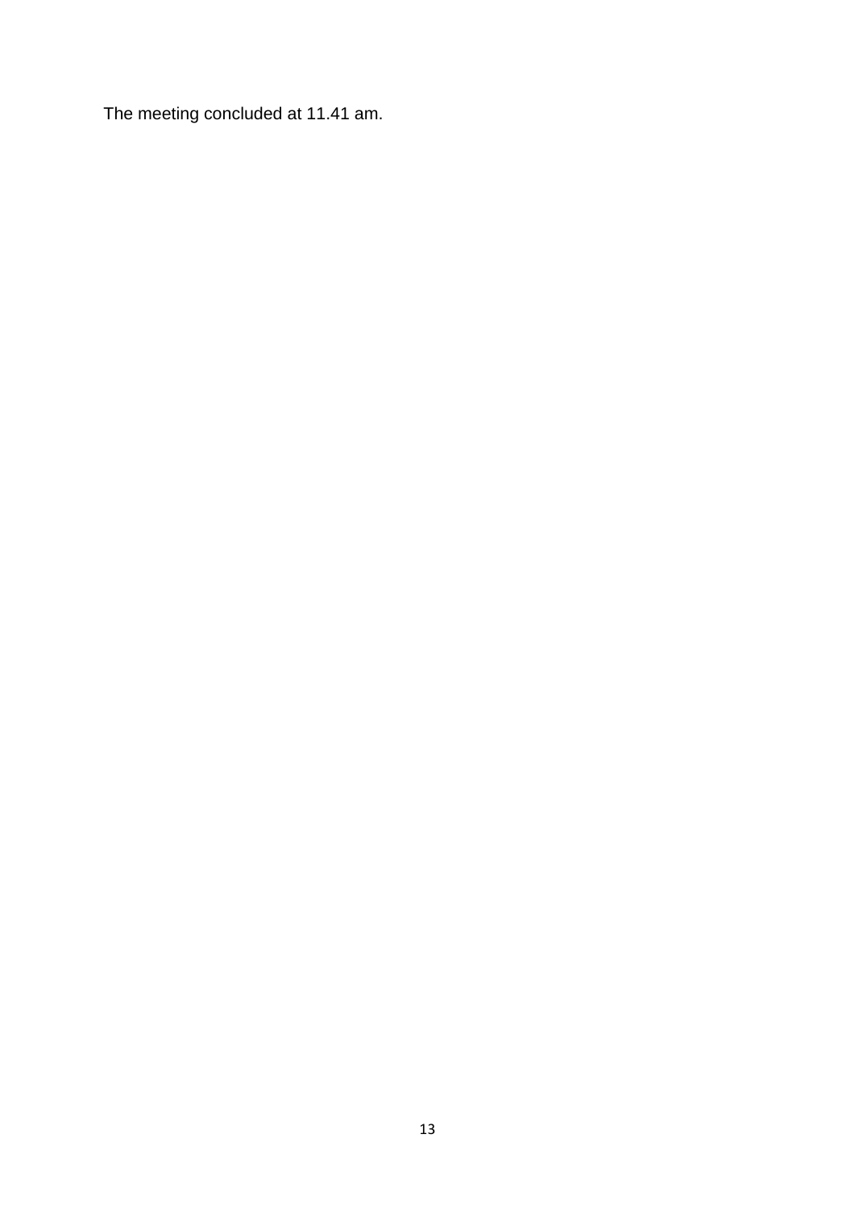The meeting concluded at 11.41 am.